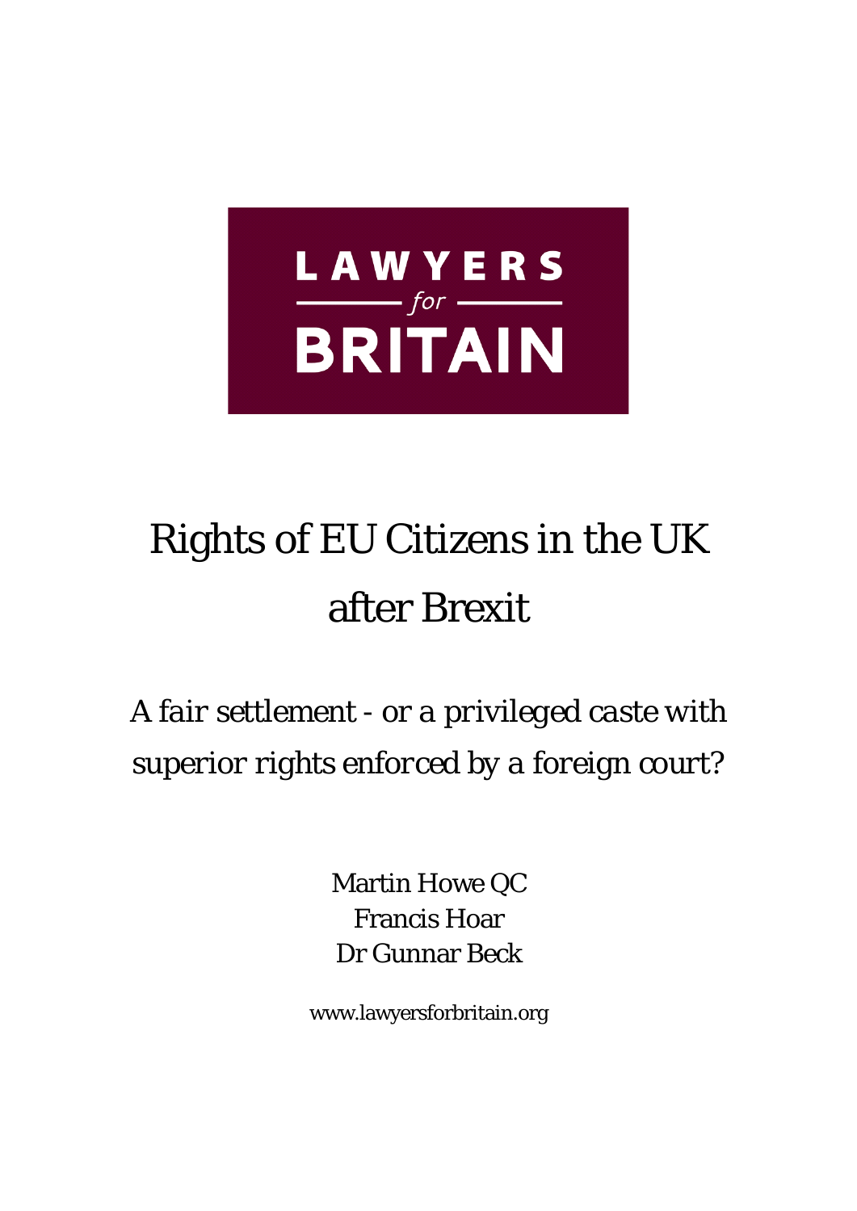LAWYERS
*for*
BRITAIN

# Rights of EU Citizens in the UK after Brexit

*A fair settlement - or a privileged caste with superior rights enforced by a foreign court?*

Martin Howe QC
Francis Hoar
Dr Gunnar Beck

www.lawyersforbritain.org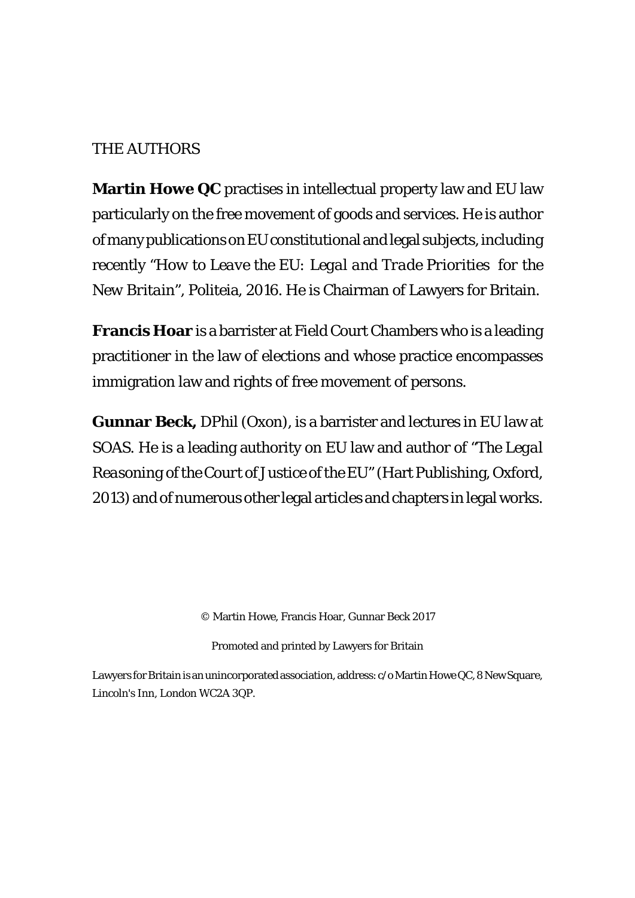THE AUTHORS

**Martin Howe QC** practises in intellectual property law and EU law particularly on the free movement of goods and services. He is author of many publications on EU constitutional and legal subjects, including recently "*How to Leave the EU: Legal and Trade Priorities for the New Britain*", Politeia, 2016. He is Chairman of Lawyers for Britain.

**Francis Hoar** is a barrister at Field Court Chambers who is a leading practitioner in the law of elections and whose practice encompasses immigration law and rights of free movement of persons.

**Gunnar Beck,** DPhil (Oxon), is a barrister and lectures in EU law at SOAS. He is a leading authority on EU law and author of "*The Legal Reasoning of the Court of Justice of the EU*" (Hart Publishing, Oxford, 2013) and of numerous other legal articles and chapters in legal works.

© Martin Howe, Francis Hoar, Gunnar Beck 2017

Promoted and printed by Lawyers for Britain

Lawyers for Britain is an unincorporated association, address: c/o Martin Howe QC, 8 New Square, Lincoln's Inn, London WC2A 3QP.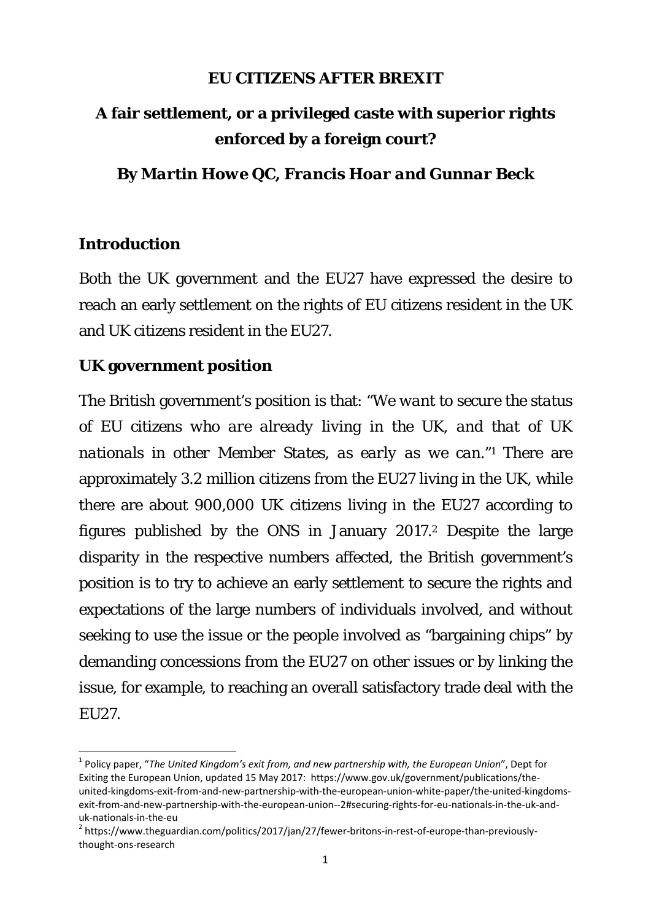# EU CITIZENS AFTER BREXIT

## A fair settlement, or a privileged caste with superior rights enforced by a foreign court?

### *By Martin Howe QC, Francis Hoar and Gunnar Beck*

## Introduction

Both the UK government and the EU27 have expressed the desire to reach an early settlement on the rights of EU citizens resident in the UK and UK citizens resident in the EU27.

## UK government position

The British government's position is that: "*We want to secure the status of EU citizens who are already living in the UK, and that of UK nationals in other Member States, as early as we can.*"[1] There are approximately 3.2 million citizens from the EU27 living in the UK, while there are about 900,000 UK citizens living in the EU27 according to figures published by the ONS in January 2017.[2] Despite the large disparity in the respective numbers affected, the British government's position is to try to achieve an early settlement to secure the rights and expectations of the large numbers of individuals involved, and without seeking to use the issue or the people involved as "bargaining chips" by demanding concessions from the EU27 on other issues or by linking the issue, for example, to reaching an overall satisfactory trade deal with the EU27.

---

[1] Policy paper, "*The United Kingdom's exit from, and new partnership with, the European Union*", Dept for Exiting the European Union, updated 15 May 2017: https://www.gov.uk/government/publications/the-united-kingdoms-exit-from-and-new-partnership-with-the-european-union-white-paper/the-united-kingdoms-exit-from-and-new-partnership-with-the-european-union--2#securing-rights-for-eu-nationals-in-the-uk-and-uk-nationals-in-the-eu

[2] https://www.theguardian.com/politics/2017/jan/27/fewer-britons-in-rest-of-europe-than-previously-thought-ons-research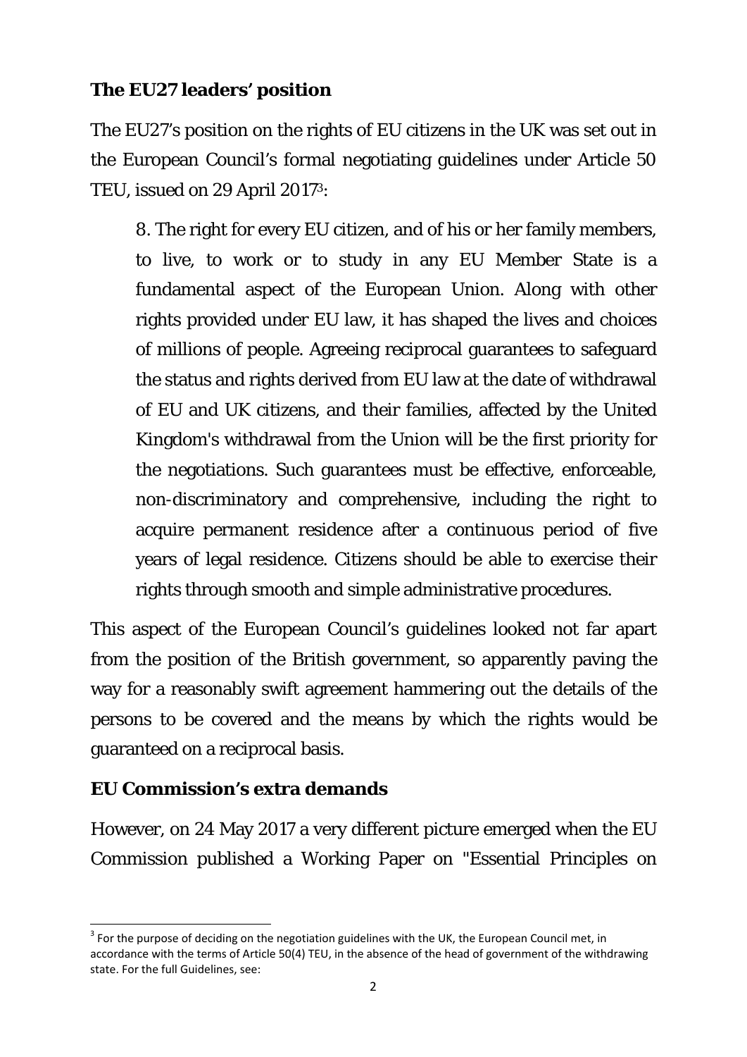### The EU27 leaders' position

The EU27's position on the rights of EU citizens in the UK was set out in the European Council's formal negotiating guidelines under Article 50 TEU, issued on 29 April 2017[3]:

> 8. The right for every EU citizen, and of his or her family members, to live, to work or to study in any EU Member State is a fundamental aspect of the European Union. Along with other rights provided under EU law, it has shaped the lives and choices of millions of people. Agreeing reciprocal guarantees to safeguard the status and rights derived from EU law at the date of withdrawal of EU and UK citizens, and their families, affected by the United Kingdom's withdrawal from the Union will be the first priority for the negotiations. Such guarantees must be effective, enforceable, non-discriminatory and comprehensive, including the right to acquire permanent residence after a continuous period of five years of legal residence. Citizens should be able to exercise their rights through smooth and simple administrative procedures.

This aspect of the European Council's guidelines looked not far apart from the position of the British government, so apparently paving the way for a reasonably swift agreement hammering out the details of the persons to be covered and the means by which the rights would be guaranteed on a reciprocal basis.

### EU Commission's extra demands

However, on 24 May 2017 a very different picture emerged when the EU Commission published a Working Paper on "Essential Principles on

[3] For the purpose of deciding on the negotiation guidelines with the UK, the European Council met, in accordance with the terms of Article 50(4) TEU, in the absence of the head of government of the withdrawing state. For the full Guidelines, see: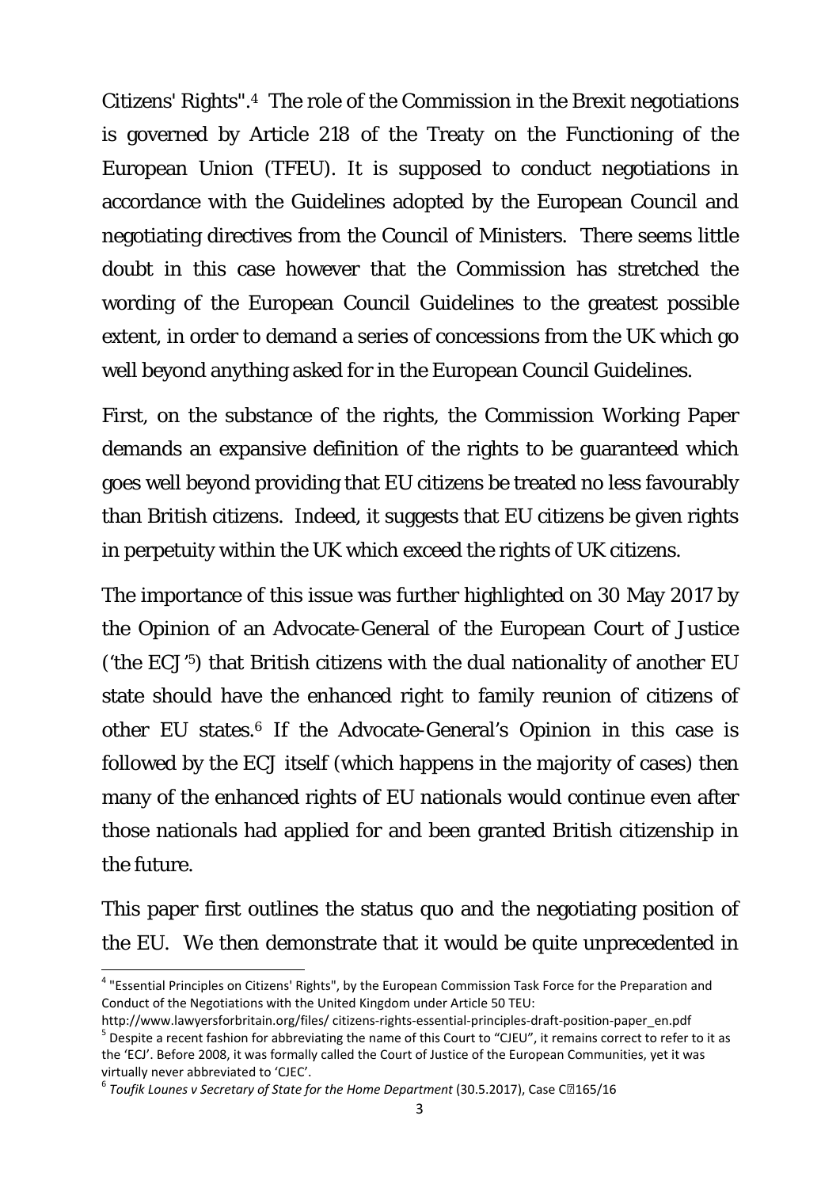Citizens' Rights".[4] The role of the Commission in the Brexit negotiations is governed by Article 218 of the Treaty on the Functioning of the European Union (TFEU). It is supposed to conduct negotiations in accordance with the Guidelines adopted by the European Council and negotiating directives from the Council of Ministers. There seems little doubt in this case however that the Commission has stretched the wording of the European Council Guidelines to the greatest possible extent, in order to demand a series of concessions from the UK which go well beyond anything asked for in the European Council Guidelines.

First, on the substance of the rights, the Commission Working Paper demands an expansive definition of the rights to be guaranteed which goes well beyond providing that EU citizens be treated no less favourably than British citizens. Indeed, it suggests that EU citizens be given rights in perpetuity within the UK which exceed the rights of UK citizens.

The importance of this issue was further highlighted on 30 May 2017 by the Opinion of an Advocate-General of the European Court of Justice ('the ECJ'[5]) that British citizens with the dual nationality of another EU state should have the enhanced right to family reunion of citizens of other EU states.[6] If the Advocate-General's Opinion in this case is followed by the ECJ itself (which happens in the majority of cases) then many of the enhanced rights of EU nationals would continue even after those nationals had applied for and been granted British citizenship in the future.

This paper first outlines the status quo and the negotiating position of the EU. We then demonstrate that it would be quite unprecedented in

---

[4] "Essential Principles on Citizens' Rights", by the European Commission Task Force for the Preparation and Conduct of the Negotiations with the United Kingdom under Article 50 TEU: http://www.lawyersforbritain.org/files/ citizens-rights-essential-principles-draft-position-paper_en.pdf

[5] Despite a recent fashion for abbreviating the name of this Court to "CJEU", it remains correct to refer to it as the 'ECJ'. Before 2008, it was formally called the Court of Justice of the European Communities, yet it was virtually never abbreviated to 'CJEC'.

[6] *Toufik Lounes v Secretary of State for the Home Department* (30.5.2017), Case C‑165/16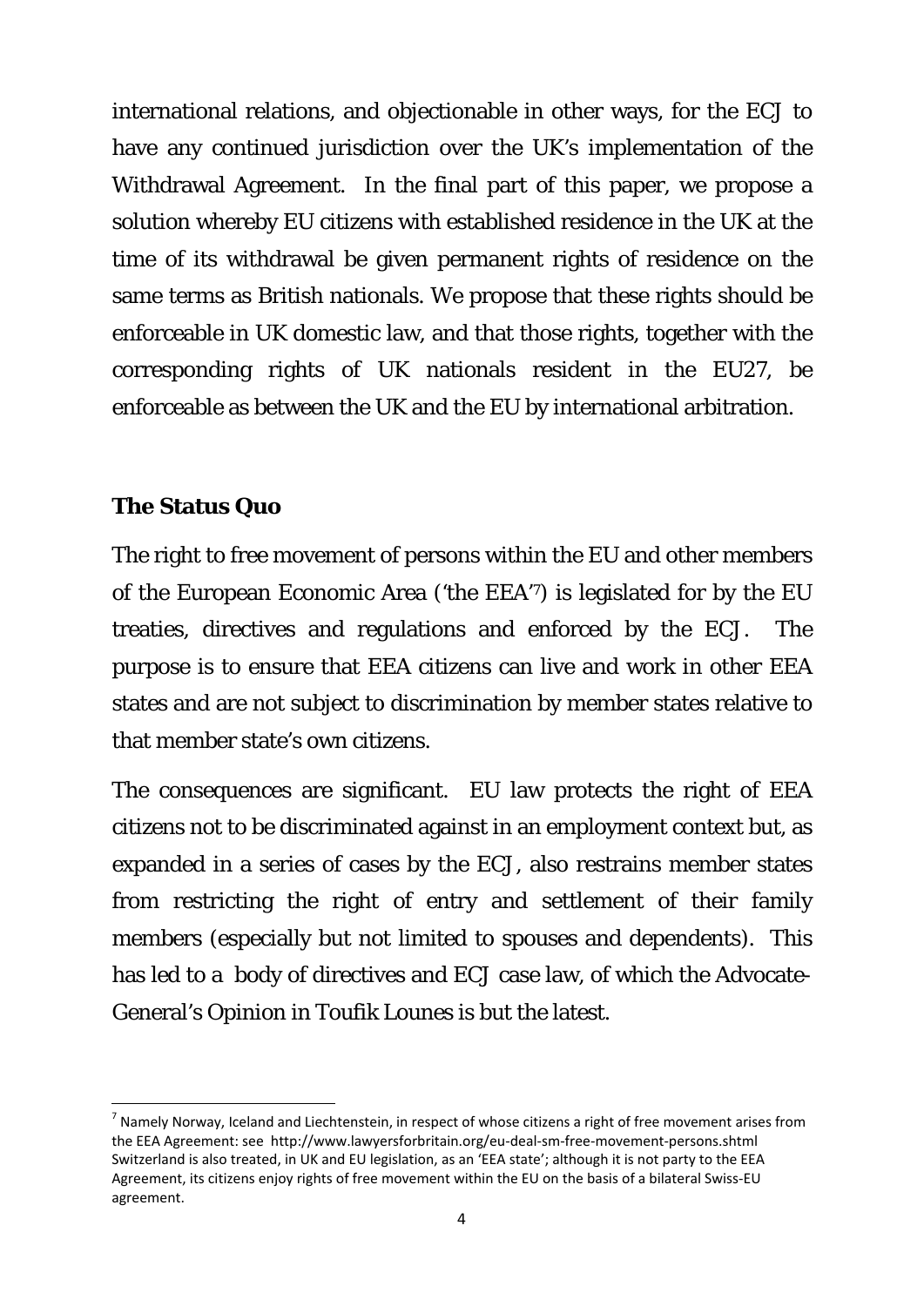international relations, and objectionable in other ways, for the ECJ to have any continued jurisdiction over the UK's implementation of the Withdrawal Agreement. In the final part of this paper, we propose a solution whereby EU citizens with established residence in the UK at the time of its withdrawal be given permanent rights of residence on the same terms as British nationals. We propose that these rights should be enforceable in UK domestic law, and that those rights, together with the corresponding rights of UK nationals resident in the EU27, be enforceable as between the UK and the EU by international arbitration.

## The Status Quo

The right to free movement of persons within the EU and other members of the European Economic Area ('the EEA'[7]) is legislated for by the EU treaties, directives and regulations and enforced by the ECJ. The purpose is to ensure that EEA citizens can live and work in other EEA states and are not subject to discrimination by member states relative to that member state's own citizens.

The consequences are significant. EU law protects the right of EEA citizens not to be discriminated against in an employment context but, as expanded in a series of cases by the ECJ, also restrains member states from restricting the right of entry and settlement of their family members (especially but not limited to spouses and dependents). This has led to a body of directives and ECJ case law, of which the Advocate-General's Opinion in Toufik Lounes is but the latest.

---

[7] Namely Norway, Iceland and Liechtenstein, in respect of whose citizens a right of free movement arises from the EEA Agreement: see http://www.lawyersforbritain.org/eu-deal-sm-free-movement-persons.shtml Switzerland is also treated, in UK and EU legislation, as an 'EEA state'; although it is not party to the EEA Agreement, its citizens enjoy rights of free movement within the EU on the basis of a bilateral Swiss-EU agreement.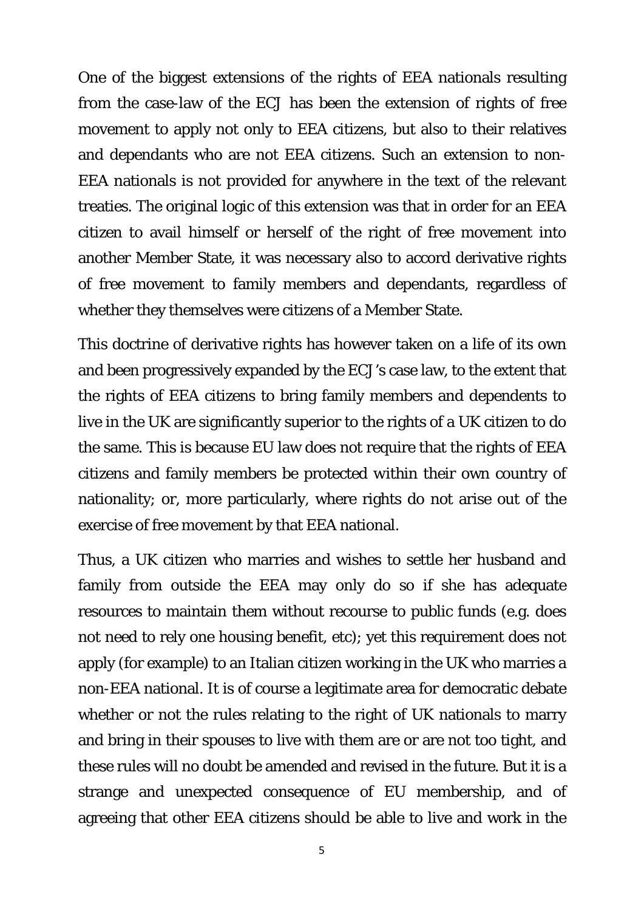One of the biggest extensions of the rights of EEA nationals resulting from the case-law of the ECJ has been the extension of rights of free movement to apply not only to EEA citizens, but also to their relatives and dependants who are not EEA citizens. Such an extension to non-EEA nationals is not provided for anywhere in the text of the relevant treaties. The original logic of this extension was that in order for an EEA citizen to avail himself or herself of the right of free movement into another Member State, it was necessary also to accord derivative rights of free movement to family members and dependants, regardless of whether they themselves were citizens of a Member State.

This doctrine of derivative rights has however taken on a life of its own and been progressively expanded by the ECJ's case law, to the extent that the rights of EEA citizens to bring family members and dependents to live in the UK are significantly superior to the rights of a UK citizen to do the same. This is because EU law does not require that the rights of EEA citizens and family members be protected within their own country of nationality; or, more particularly, where rights do not arise out of the exercise of free movement by that EEA national.

Thus, a UK citizen who marries and wishes to settle her husband and family from outside the EEA may only do so if she has adequate resources to maintain them without recourse to public funds (e.g. does not need to rely one housing benefit, etc); yet this requirement does not apply (for example) to an Italian citizen working in the UK who marries a non-EEA national. It is of course a legitimate area for democratic debate whether or not the rules relating to the right of UK nationals to marry and bring in their spouses to live with them are or are not too tight, and these rules will no doubt be amended and revised in the future. But it is a strange and unexpected consequence of EU membership, and of agreeing that other EEA citizens should be able to live and work in the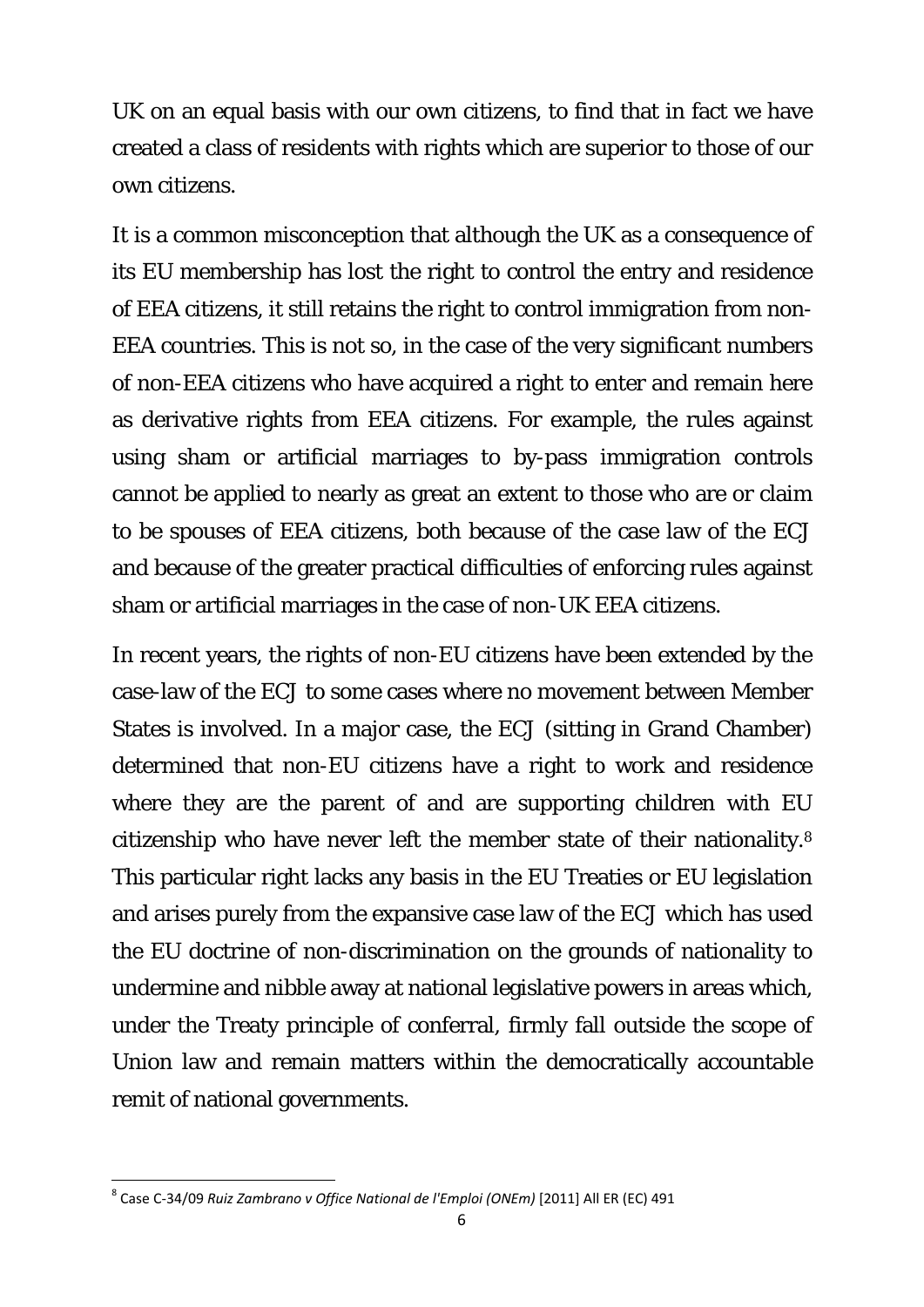UK on an equal basis with our own citizens, to find that in fact we have created a class of residents with rights which are superior to those of our own citizens.

It is a common misconception that although the UK as a consequence of its EU membership has lost the right to control the entry and residence of EEA citizens, it still retains the right to control immigration from non-EEA countries. This is not so, in the case of the very significant numbers of non-EEA citizens who have acquired a right to enter and remain here as derivative rights from EEA citizens. For example, the rules against using sham or artificial marriages to by-pass immigration controls cannot be applied to nearly as great an extent to those who are or claim to be spouses of EEA citizens, both because of the case law of the ECJ and because of the greater practical difficulties of enforcing rules against sham or artificial marriages in the case of non-UK EEA citizens.

In recent years, the rights of non-EU citizens have been extended by the case-law of the ECJ to some cases where no movement between Member States is involved. In a major case, the ECJ (sitting in Grand Chamber) determined that non-EU citizens have a right to work and residence where they are the parent of and are supporting children with EU citizenship who have never left the member state of their nationality.[8] This particular right lacks any basis in the EU Treaties or EU legislation and arises purely from the expansive case law of the ECJ which has used the EU doctrine of non-discrimination on the grounds of nationality to undermine and nibble away at national legislative powers in areas which, under the Treaty principle of conferral, firmly fall outside the scope of Union law and remain matters within the democratically accountable remit of national governments.

[8] Case C-34/09 *Ruiz Zambrano v Office National de l'Emploi (ONEm)* [2011] All ER (EC) 491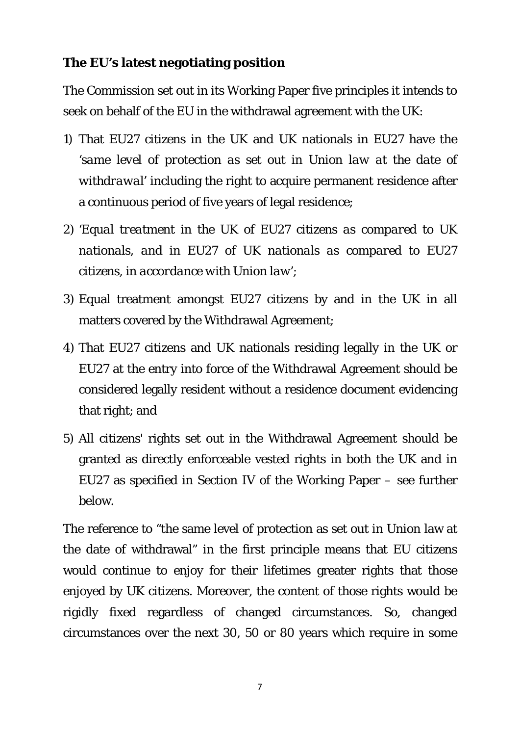**The EU's latest negotiating position**

The Commission set out in its Working Paper five principles it intends to seek on behalf of the EU in the withdrawal agreement with the UK:

1) That EU27 citizens in the UK and UK nationals in EU27 have the *'same level of protection as set out in Union law at the date of withdrawal'* including the right to acquire permanent residence after a continuous period of five years of legal residence;

2) *'Equal treatment in the UK of EU27 citizens as compared to UK nationals, and in EU27 of UK nationals as compared to EU27 citizens, in accordance with Union law'*;

3) Equal treatment amongst EU27 citizens by and in the UK in all matters covered by the Withdrawal Agreement;

4) That EU27 citizens and UK nationals residing legally in the UK or EU27 at the entry into force of the Withdrawal Agreement should be considered legally resident without a residence document evidencing that right; and

5) All citizens' rights set out in the Withdrawal Agreement should be granted as directly enforceable vested rights in both the UK and in EU27 as specified in Section IV of the Working Paper – see further below.

The reference to "the same level of protection as set out in Union law at the date of withdrawal" in the first principle means that EU citizens would continue to enjoy for their lifetimes greater rights that those enjoyed by UK citizens. Moreover, the content of those rights would be rigidly fixed regardless of changed circumstances. So, changed circumstances over the next 30, 50 or 80 years which require in some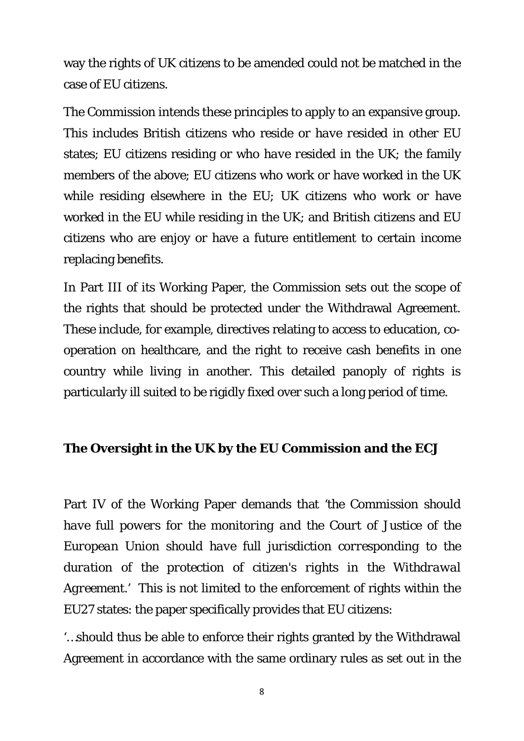way the rights of UK citizens to be amended could not be matched in the case of EU citizens.

The Commission intends these principles to apply to an expansive group. This includes British citizens who *reside or have resided* in other EU states; EU citizens *residing or who have resided* in the UK; the family members of the above; EU citizens who work or have worked in the UK while residing elsewhere in the EU; UK citizens who work or have worked in the EU while residing in the UK; and British citizens and EU citizens who are enjoy or have a future entitlement to certain income replacing benefits.

In Part III of its Working Paper, the Commission sets out the scope of the rights that should be protected under the Withdrawal Agreement. These include, for example, directives relating to access to education, co-operation on healthcare, and the right to receive cash benefits in one country while living in another. This detailed panoply of rights is particularly ill suited to be rigidly fixed over such a long period of time.

### The Oversight in the UK by the EU Commission and the ECJ

Part IV of the Working Paper demands that '*the Commission should have full powers for the monitoring and the Court of Justice of the European Union should have full jurisdiction corresponding to the duration of the protection of citizen's rights in the Withdrawal Agreement.*' This is not limited to the enforcement of rights within the EU27 states: the paper specifically provides that EU citizens:

'…should thus be able to enforce their rights granted by the Withdrawal Agreement in accordance with the same ordinary rules as set out in the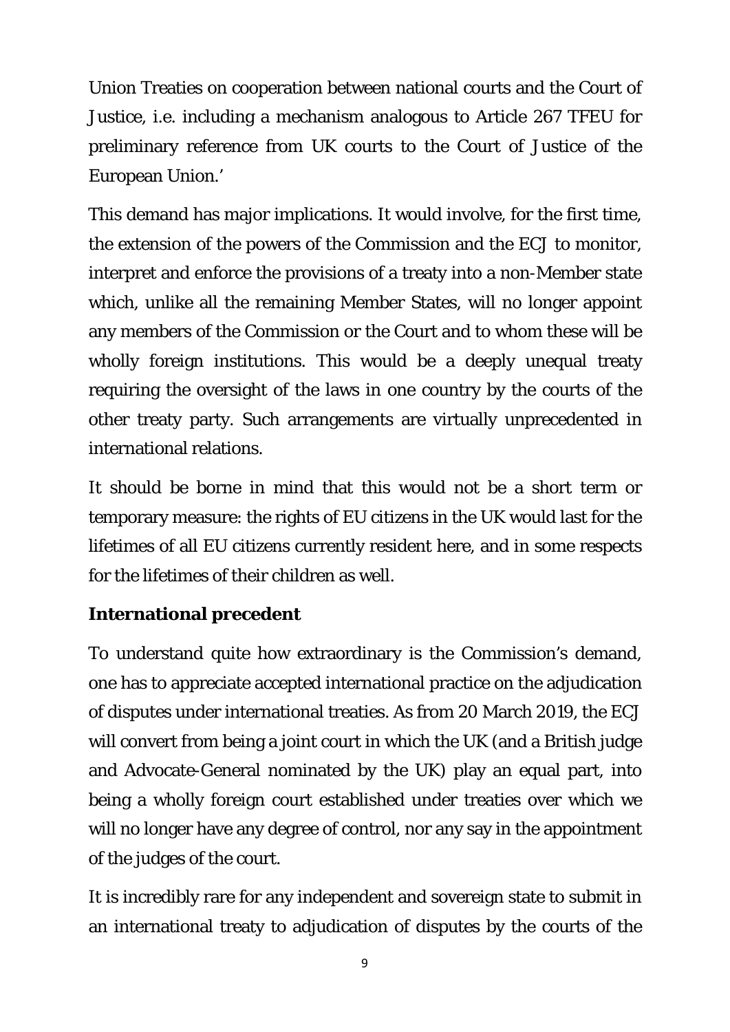Union Treaties on cooperation between national courts and the Court of Justice, i.e. including a mechanism analogous to Article 267 TFEU for preliminary reference from UK courts to the Court of Justice of the European Union.'

This demand has major implications. It would involve, for the first time, the extension of the powers of the Commission and the ECJ to monitor, interpret and enforce the provisions of a treaty into a non-Member state which, unlike all the remaining Member States, will no longer appoint any members of the Commission or the Court and to whom these will be wholly foreign institutions. This would be a deeply unequal treaty requiring the oversight of the laws in one country by the courts of the other treaty party. Such arrangements are virtually unprecedented in international relations.

It should be borne in mind that this would not be a short term or temporary measure: the rights of EU citizens in the UK would last for the lifetimes of all EU citizens currently resident here, and in some respects for the lifetimes of their children as well.

**International precedent**

To understand quite how extraordinary is the Commission's demand, one has to appreciate accepted international practice on the adjudication of disputes under international treaties. As from 20 March 2019, the ECJ will convert from being a joint court in which the UK (and a British judge and Advocate-General nominated by the UK) play an equal part, into being a wholly foreign court established under treaties over which we will no longer have any degree of control, nor any say in the appointment of the judges of the court.

It is incredibly rare for any independent and sovereign state to submit in an international treaty to adjudication of disputes by the courts of the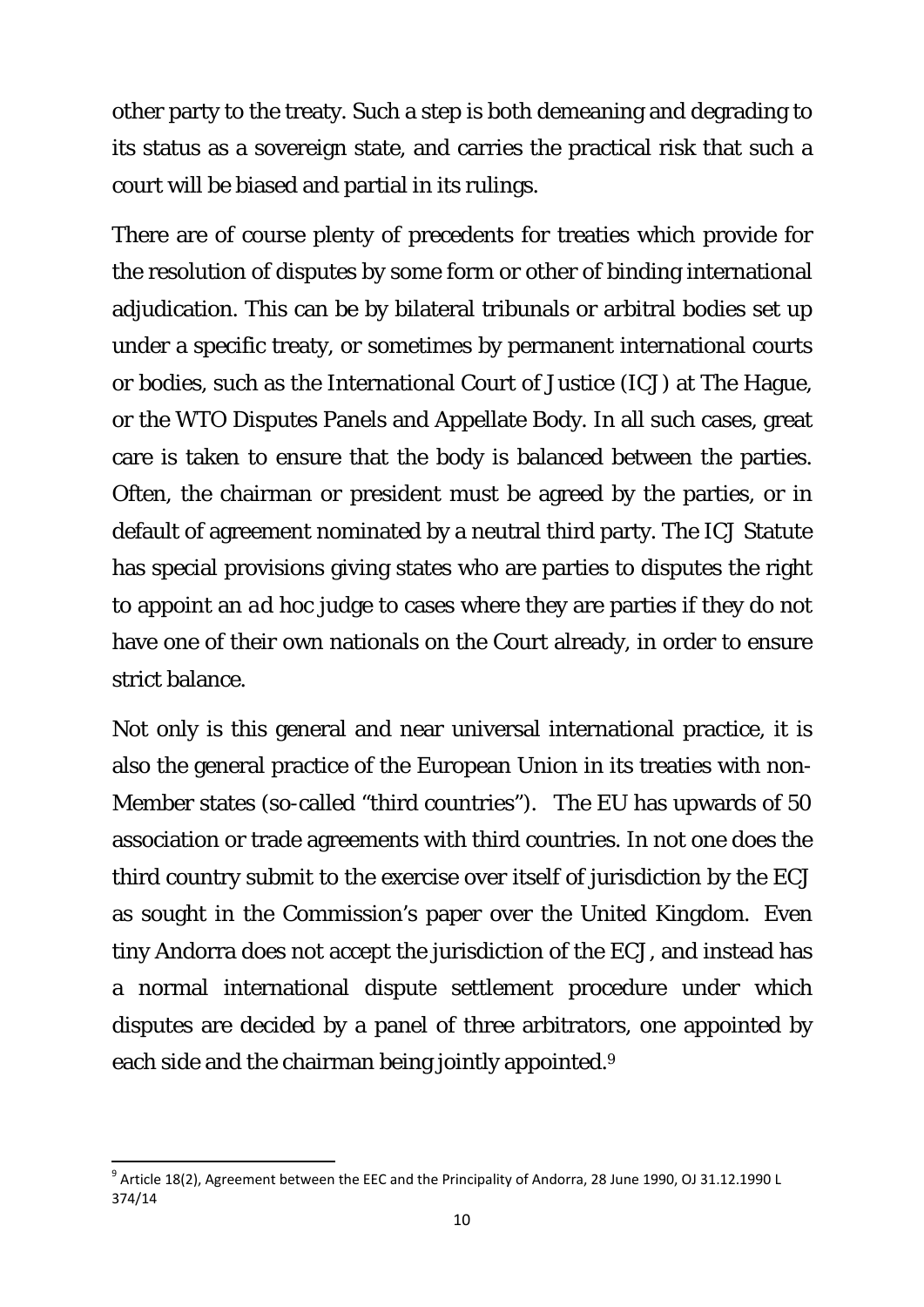other party to the treaty. Such a step is both demeaning and degrading to its status as a sovereign state, and carries the practical risk that such a court will be biased and partial in its rulings.

There are of course plenty of precedents for treaties which provide for the resolution of disputes by some form or other of binding international adjudication. This can be by bilateral tribunals or arbitral bodies set up under a specific treaty, or sometimes by permanent international courts or bodies, such as the International Court of Justice (ICJ) at The Hague, or the WTO Disputes Panels and Appellate Body. In all such cases, great care is taken to ensure that the body is balanced between the parties. Often, the chairman or president must be agreed by the parties, or in default of agreement nominated by a neutral third party. The ICJ Statute has special provisions giving states who are parties to disputes the right to appoint an *ad hoc* judge to cases where they are parties if they do not have one of their own nationals on the Court already, in order to ensure strict balance.

Not only is this general and near universal international practice, it is also the general practice of the European Union in its treaties with non-Member states (so-called "third countries"). The EU has upwards of 50 association or trade agreements with third countries. In not one does the third country submit to the exercise over itself of jurisdiction by the ECJ as sought in the Commission's paper over the United Kingdom. Even tiny Andorra does not accept the jurisdiction of the ECJ, and instead has a normal international dispute settlement procedure under which disputes are decided by a panel of three arbitrators, one appointed by each side and the chairman being jointly appointed.[9]

---

[9] Article 18(2), Agreement between the EEC and the Principality of Andorra, 28 June 1990, OJ 31.12.1990 L 374/14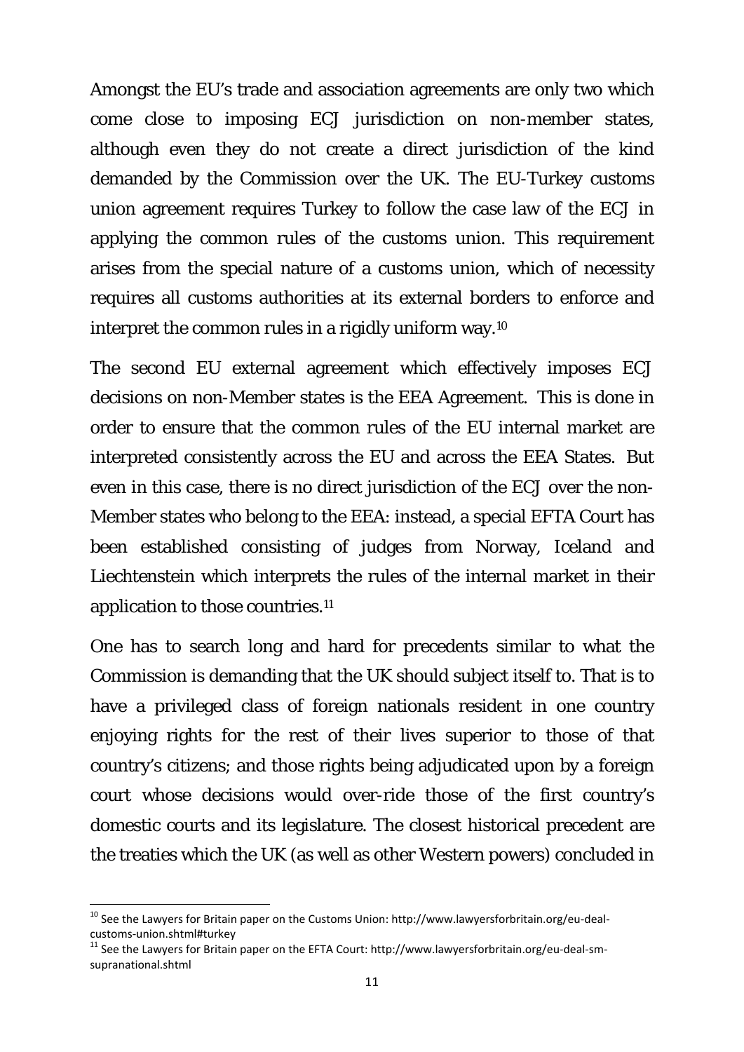Amongst the EU's trade and association agreements are only two which come close to imposing ECJ jurisdiction on non-member states, although even they do not create a direct jurisdiction of the kind demanded by the Commission over the UK. The EU-Turkey customs union agreement requires Turkey to follow the case law of the ECJ in applying the common rules of the customs union. This requirement arises from the special nature of a customs union, which of necessity requires all customs authorities at its external borders to enforce and interpret the common rules in a rigidly uniform way.[10]

The second EU external agreement which effectively imposes ECJ decisions on non-Member states is the EEA Agreement. This is done in order to ensure that the common rules of the EU internal market are interpreted consistently across the EU and across the EEA States. But even in this case, there is no direct jurisdiction of the ECJ over the non-Member states who belong to the EEA: instead, a special EFTA Court has been established consisting of judges from Norway, Iceland and Liechtenstein which interprets the rules of the internal market in their application to those countries.[11]

One has to search long and hard for precedents similar to what the Commission is demanding that the UK should subject itself to. That is to have a privileged class of foreign nationals resident in one country enjoying rights for the rest of their lives superior to those of that country's citizens; and those rights being adjudicated upon by a foreign court whose decisions would over-ride those of the first country's domestic courts and its legislature. The closest historical precedent are the treaties which the UK (as well as other Western powers) concluded in

---

[10] See the Lawyers for Britain paper on the Customs Union: http://www.lawyersforbritain.org/eu-deal-customs-union.shtml#turkey

[11] See the Lawyers for Britain paper on the EFTA Court: http://www.lawyersforbritain.org/eu-deal-sm-supranational.shtml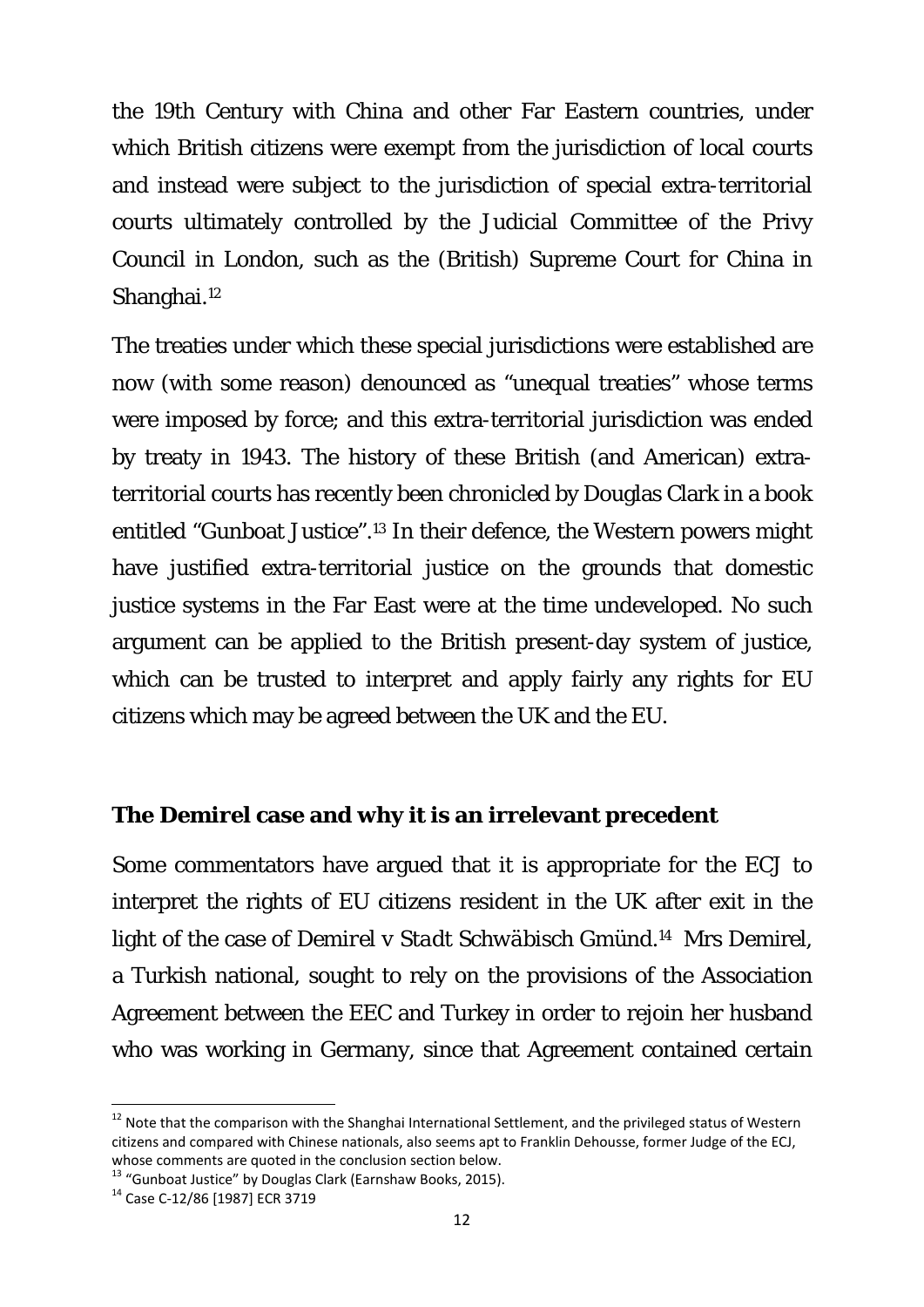the 19th Century with China and other Far Eastern countries, under which British citizens were exempt from the jurisdiction of local courts and instead were subject to the jurisdiction of special extra-territorial courts ultimately controlled by the Judicial Committee of the Privy Council in London, such as the (British) Supreme Court for China in Shanghai.[12]

The treaties under which these special jurisdictions were established are now (with some reason) denounced as "unequal treaties" whose terms were imposed by force; and this extra-territorial jurisdiction was ended by treaty in 1943. The history of these British (and American) extra-territorial courts has recently been chronicled by Douglas Clark in a book entitled "Gunboat Justice".[13] In their defence, the Western powers might have justified extra-territorial justice on the grounds that domestic justice systems in the Far East were at the time undeveloped. No such argument can be applied to the British present-day system of justice, which can be trusted to interpret and apply fairly any rights for EU citizens which may be agreed between the UK and the EU.

### The Demirel case and why it is an irrelevant precedent

Some commentators have argued that it is appropriate for the ECJ to interpret the rights of EU citizens resident in the UK after exit in the light of the case of *Demirel v Stadt Schwäbisch Gmünd*.[14] Mrs Demirel, a Turkish national, sought to rely on the provisions of the Association Agreement between the EEC and Turkey in order to rejoin her husband who was working in Germany, since that Agreement contained certain

---

[12] Note that the comparison with the Shanghai International Settlement, and the privileged status of Western citizens and compared with Chinese nationals, also seems apt to Franklin Dehousse, former Judge of the ECJ, whose comments are quoted in the conclusion section below.

[13] "Gunboat Justice" by Douglas Clark (Earnshaw Books, 2015).

[14] Case C-12/86 [1987] ECR 3719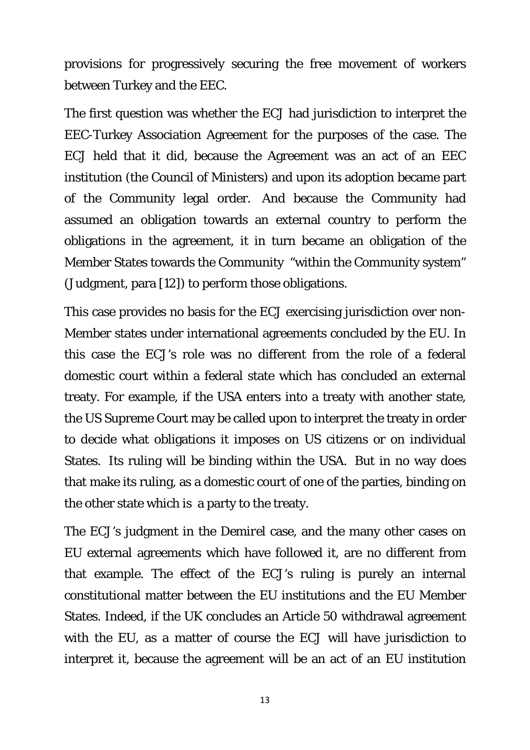provisions for progressively securing the free movement of workers between Turkey and the EEC.

The first question was whether the ECJ had jurisdiction to interpret the EEC-Turkey Association Agreement for the purposes of the case. The ECJ held that it did, because the Agreement was an act of an EEC institution (the Council of Ministers) and upon its adoption became part of the Community legal order. And because the Community had assumed an obligation towards an external country to perform the obligations in the agreement, it in turn became an obligation of the Member States towards the Community "within the Community system" (Judgment, para [12]) to perform those obligations.

This case provides no basis for the ECJ exercising jurisdiction over non-Member states under international agreements concluded by the EU. In this case the ECJ's role was no different from the role of a federal domestic court within a federal state which has concluded an external treaty. For example, if the USA enters into a treaty with another state, the US Supreme Court may be called upon to interpret the treaty in order to decide what obligations it imposes on US citizens or on individual States. Its ruling will be binding within the USA. But in no way does that make its ruling, as a domestic court of one of the parties, binding on the other state which is a party to the treaty.

The ECJ's judgment in the *Demirel* case, and the many other cases on EU external agreements which have followed it, are no different from that example. The effect of the ECJ's ruling is purely an internal constitutional matter between the EU institutions and the EU Member States. Indeed, if the UK concludes an Article 50 withdrawal agreement with the EU, as a matter of course the ECJ will have jurisdiction to interpret it, because the agreement will be an act of an EU institution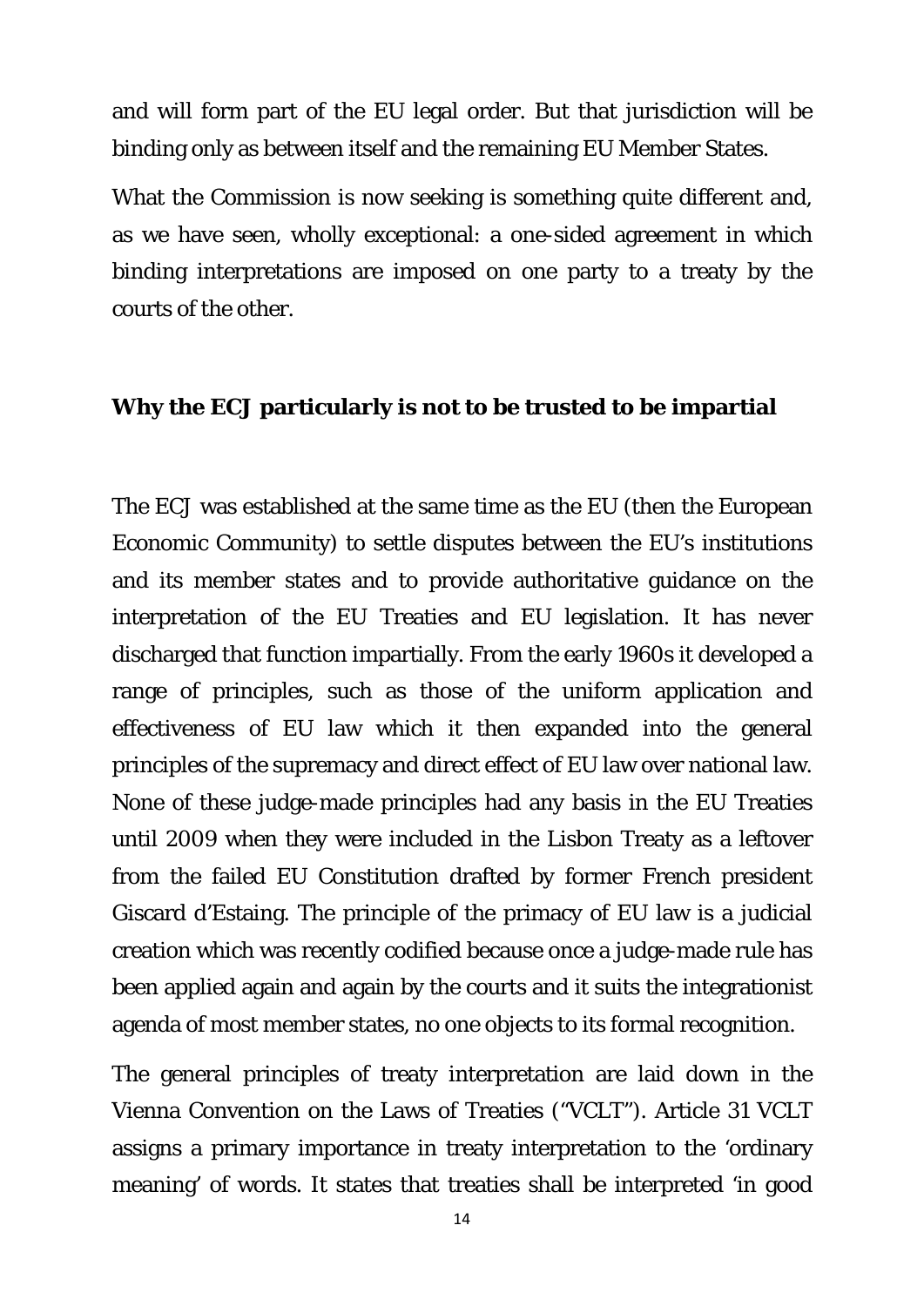and will form part of the EU legal order. But that jurisdiction will be binding only as between itself and the remaining EU Member States.

What the Commission is now seeking is something quite different and, as we have seen, wholly exceptional: a one-sided agreement in which binding interpretations are imposed on one party to a treaty by the courts of the other.

**Why the ECJ particularly is not to be trusted to be impartial**

The ECJ was established at the same time as the EU (then the European Economic Community) to settle disputes between the EU's institutions and its member states and to provide authoritative guidance on the interpretation of the EU Treaties and EU legislation. It has never discharged that function impartially. From the early 1960s it developed a range of principles, such as those of the uniform application and effectiveness of EU law which it then expanded into the general principles of the supremacy and direct effect of EU law over national law. None of these judge-made principles had any basis in the EU Treaties until 2009 when they were included in the Lisbon Treaty as a leftover from the failed EU Constitution drafted by former French president Giscard d'Estaing. The principle of the primacy of EU law is a judicial creation which was recently codified because once a judge-made rule has been applied again and again by the courts and it suits the integrationist agenda of most member states, no one objects to its formal recognition.

The general principles of treaty interpretation are laid down in the Vienna Convention on the Laws of Treaties ("VCLT"). Article 31 VCLT assigns a primary importance in treaty interpretation to the 'ordinary meaning' of words. It states that treaties shall be interpreted 'in good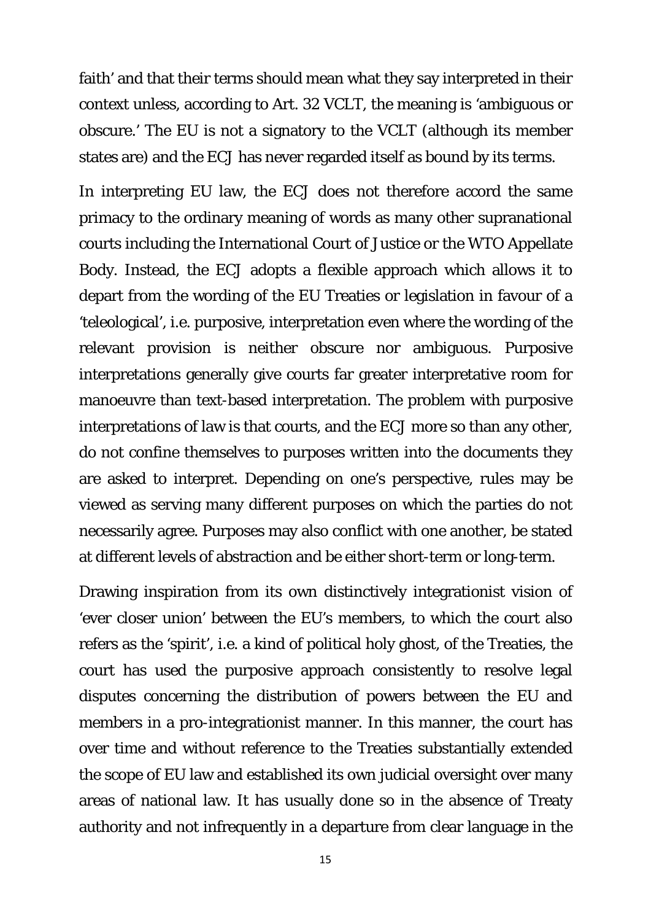faith' and that their terms should mean what they say interpreted in their context unless, according to Art. 32 VCLT, the meaning is 'ambiguous or obscure.' The EU is not a signatory to the VCLT (although its member states are) and the ECJ has never regarded itself as bound by its terms.

In interpreting EU law, the ECJ does not therefore accord the same primacy to the ordinary meaning of words as many other supranational courts including the International Court of Justice or the WTO Appellate Body. Instead, the ECJ adopts a flexible approach which allows it to depart from the wording of the EU Treaties or legislation in favour of a 'teleological', i.e. purposive, interpretation even where the wording of the relevant provision is neither obscure nor ambiguous. Purposive interpretations generally give courts far greater interpretative room for manoeuvre than text-based interpretation. The problem with purposive interpretations of law is that courts, and the ECJ more so than any other, do not confine themselves to purposes written into the documents they are asked to interpret. Depending on one's perspective, rules may be viewed as serving many different purposes on which the parties do not necessarily agree. Purposes may also conflict with one another, be stated at different levels of abstraction and be either short-term or long-term.

Drawing inspiration from its own distinctively integrationist vision of 'ever closer union' between the EU's members, to which the court also refers as the 'spirit', i.e. a kind of political holy ghost, of the Treaties, the court has used the purposive approach consistently to resolve legal disputes concerning the distribution of powers between the EU and members in a pro-integrationist manner. In this manner, the court has over time and without reference to the Treaties substantially extended the scope of EU law and established its own judicial oversight over many areas of national law. It has usually done so in the absence of Treaty authority and not infrequently in a departure from clear language in the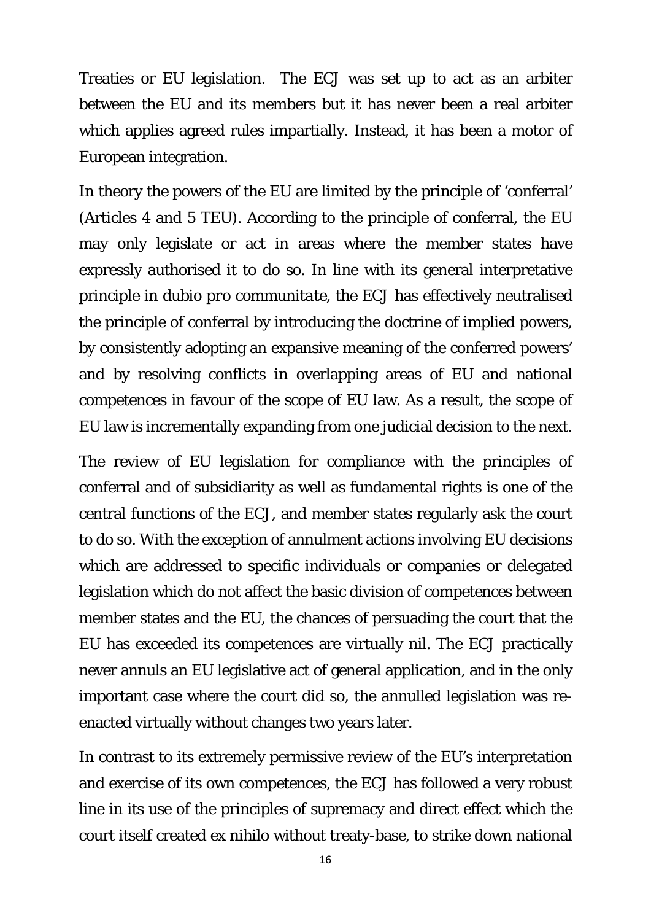Treaties or EU legislation. The ECJ was set up to act as an arbiter between the EU and its members but it has never been a real arbiter which applies agreed rules impartially. Instead, it has been a motor of European integration.

In theory the powers of the EU are limited by the principle of 'conferral' (Articles 4 and 5 TEU). According to the principle of conferral, the EU may only legislate or act in areas where the member states have expressly authorised it to do so. In line with its general interpretative principle *in dubio pro communitate*, the ECJ has effectively neutralised the principle of conferral by introducing the doctrine of implied powers, by consistently adopting an expansive meaning of the conferred powers' and by resolving conflicts in overlapping areas of EU and national competences in favour of the scope of EU law. As a result, the scope of EU law is incrementally expanding from one judicial decision to the next.

The review of EU legislation for compliance with the principles of conferral and of subsidiarity as well as fundamental rights is one of the central functions of the ECJ, and member states regularly ask the court to do so. With the exception of annulment actions involving EU decisions which are addressed to specific individuals or companies or delegated legislation which do not affect the basic division of competences between member states and the EU, the chances of persuading the court that the EU has exceeded its competences are virtually nil. The ECJ practically never annuls an EU legislative act of general application, and in the only important case where the court did so, the annulled legislation was re-enacted virtually without changes two years later.

In contrast to its extremely permissive review of the EU's interpretation and exercise of its own competences, the ECJ has followed a very robust line in its use of the principles of supremacy and direct effect which the court itself created ex nihilo without treaty-base, to strike down national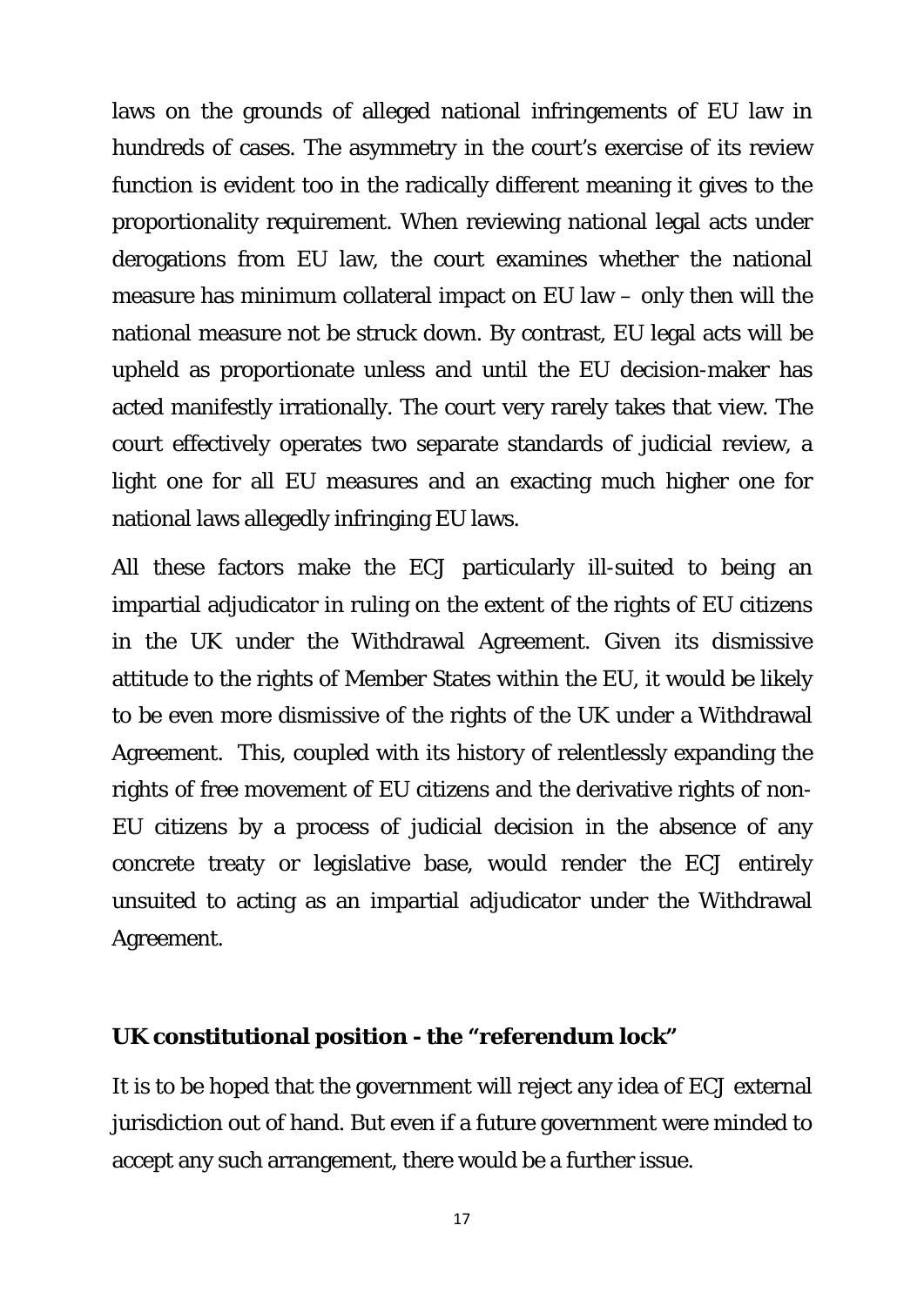laws on the grounds of alleged national infringements of EU law in hundreds of cases. The asymmetry in the court's exercise of its review function is evident too in the radically different meaning it gives to the proportionality requirement. When reviewing national legal acts under derogations from EU law, the court examines whether the national measure has minimum collateral impact on EU law – only then will the national measure not be struck down. By contrast, EU legal acts will be upheld as proportionate unless and until the EU decision-maker has acted manifestly irrationally. The court very rarely takes that view. The court effectively operates two separate standards of judicial review, a light one for all EU measures and an exacting much higher one for national laws allegedly infringing EU laws.

All these factors make the ECJ particularly ill-suited to being an impartial adjudicator in ruling on the extent of the rights of EU citizens in the UK under the Withdrawal Agreement. Given its dismissive attitude to the rights of Member States within the EU, it would be likely to be even more dismissive of the rights of the UK under a Withdrawal Agreement. This, coupled with its history of relentlessly expanding the rights of free movement of EU citizens and the derivative rights of non-EU citizens by a process of judicial decision in the absence of any concrete treaty or legislative base, would render the ECJ entirely unsuited to acting as an impartial adjudicator under the Withdrawal Agreement.

**UK constitutional position - the "referendum lock"**

It is to be hoped that the government will reject any idea of ECJ external jurisdiction out of hand. But even if a future government were minded to accept any such arrangement, there would be a further issue.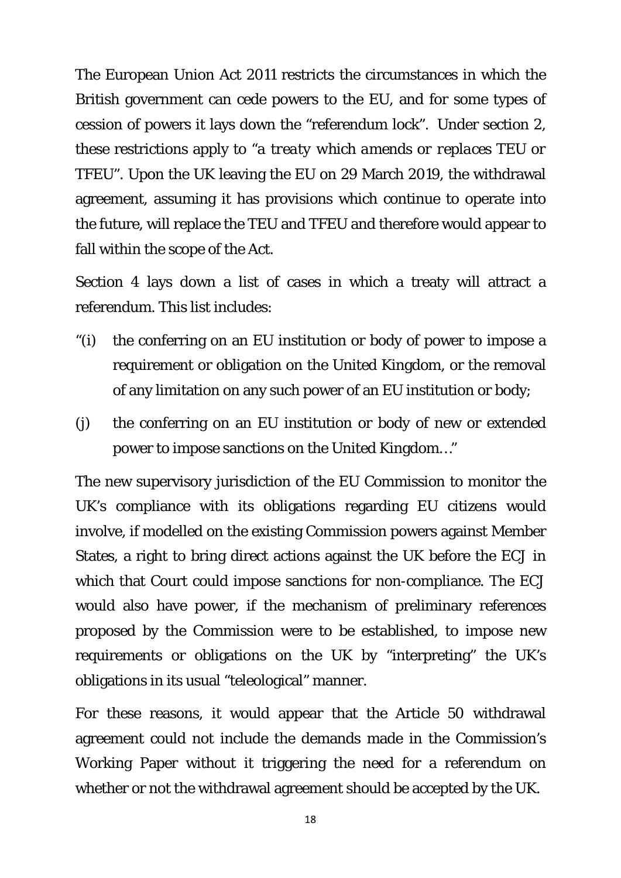The European Union Act 2011 restricts the circumstances in which the British government can cede powers to the EU, and for some types of cession of powers it lays down the "referendum lock". Under section 2, these restrictions apply to "*a treaty which amends or replaces TEU or TFEU*". Upon the UK leaving the EU on 29 March 2019, the withdrawal agreement, assuming it has provisions which continue to operate into the future, will replace the TEU and TFEU and therefore would appear to fall within the scope of the Act.

Section 4 lays down a list of cases in which a treaty will attract a referendum. This list includes:

"(i) the conferring on an EU institution or body of power to impose a requirement or obligation on the United Kingdom, or the removal of any limitation on any such power of an EU institution or body;

(j) the conferring on an EU institution or body of new or extended power to impose sanctions on the United Kingdom…"

The new supervisory jurisdiction of the EU Commission to monitor the UK's compliance with its obligations regarding EU citizens would involve, if modelled on the existing Commission powers against Member States, a right to bring direct actions against the UK before the ECJ in which that Court could impose sanctions for non-compliance. The ECJ would also have power, if the mechanism of preliminary references proposed by the Commission were to be established, to impose new requirements or obligations on the UK by "interpreting" the UK's obligations in its usual "teleological" manner.

For these reasons, it would appear that the Article 50 withdrawal agreement could not include the demands made in the Commission's Working Paper without it triggering the need for a referendum on whether or not the withdrawal agreement should be accepted by the UK.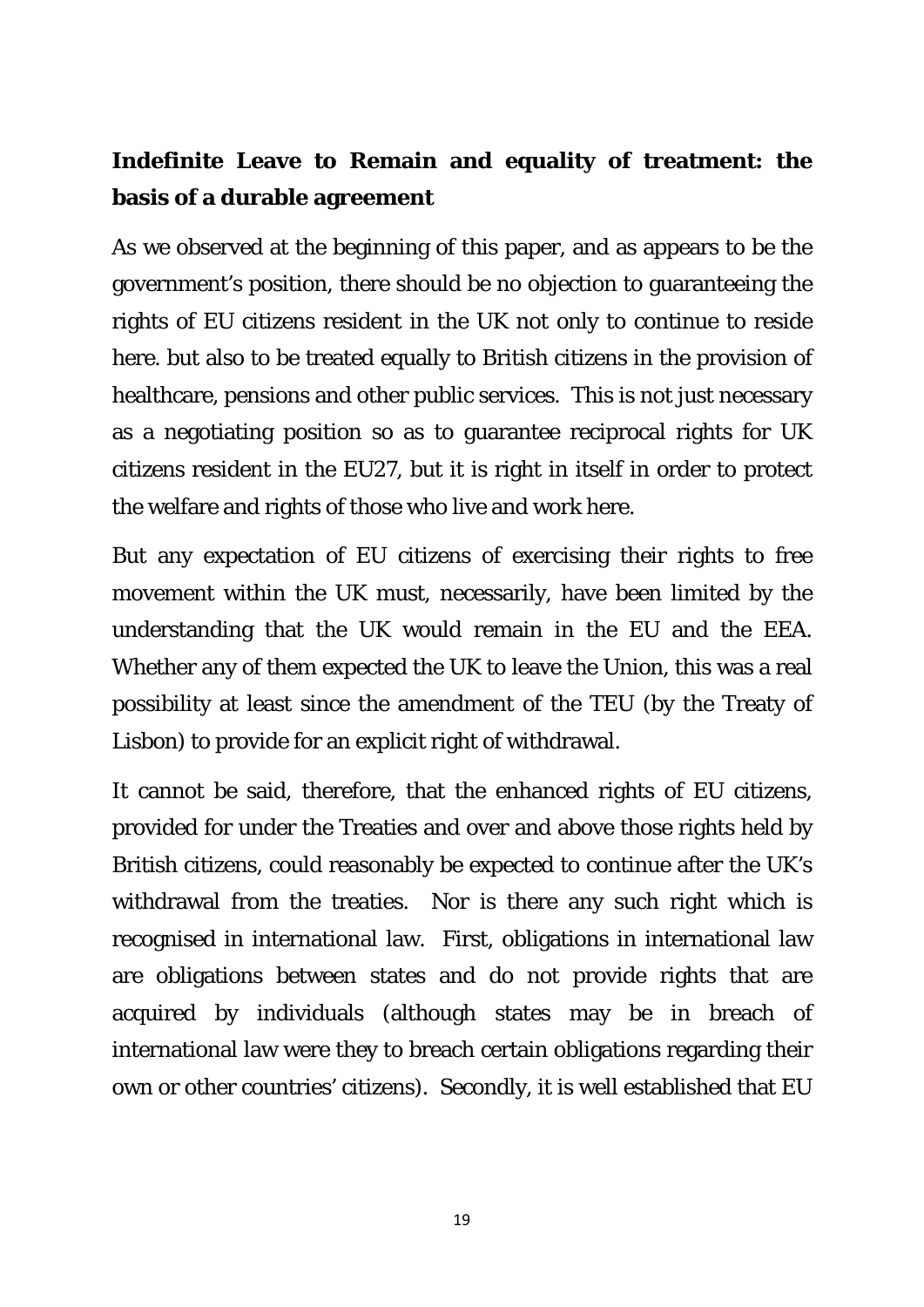## Indefinite Leave to Remain and equality of treatment: the basis of a durable agreement

As we observed at the beginning of this paper, and as appears to be the government's position, there should be no objection to guaranteeing the rights of EU citizens resident in the UK not only to continue to reside here. but also to be treated equally to British citizens in the provision of healthcare, pensions and other public services. This is not just necessary as a negotiating position so as to guarantee reciprocal rights for UK citizens resident in the EU27, but it is right in itself in order to protect the welfare and rights of those who live and work here.

But any expectation of EU citizens of exercising their rights to free movement within the UK must, necessarily, have been limited by the understanding that the UK would remain in the EU and the EEA. Whether any of them expected the UK to leave the Union, this was a real possibility at least since the amendment of the TEU (by the Treaty of Lisbon) to provide for an explicit right of withdrawal.

It cannot be said, therefore, that the enhanced rights of EU citizens, provided for under the Treaties and over and above those rights held by British citizens, could reasonably be expected to continue after the UK's withdrawal from the treaties. Nor is there any such right which is recognised in international law. First, obligations in international law are obligations between states and do not provide rights that are acquired by individuals (although states may be in breach of international law were they to breach certain obligations regarding their own or other countries' citizens). Secondly, it is well established that EU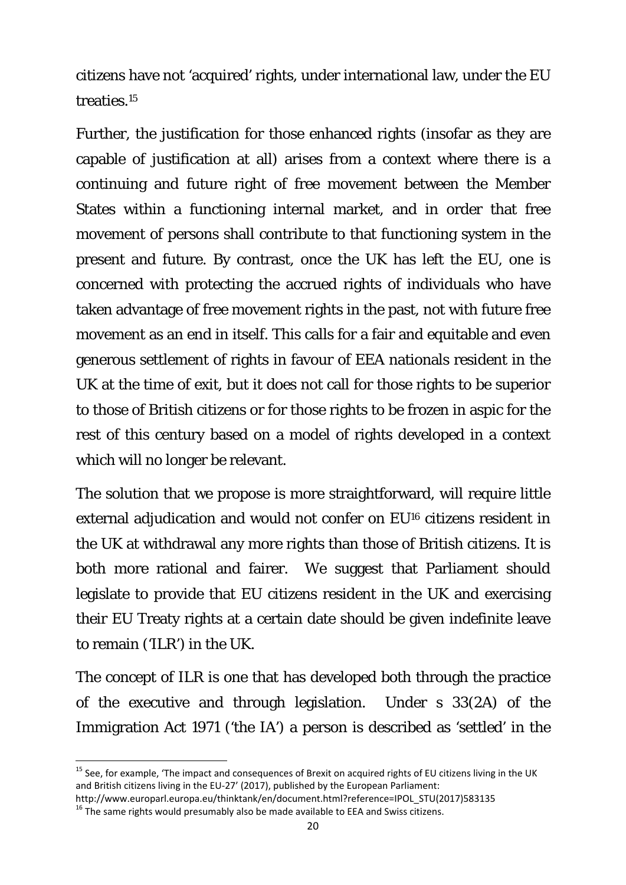citizens have not 'acquired' rights, under international law, under the EU treaties.[15]

Further, the justification for those enhanced rights (insofar as they are capable of justification at all) arises from a context where there is a continuing and future right of free movement between the Member States within a functioning internal market, and in order that free movement of persons shall contribute to that functioning system in the present and future. By contrast, once the UK has left the EU, one is concerned with protecting the accrued rights of individuals who have taken advantage of free movement rights in the past, not with future free movement as an end in itself. This calls for a fair and equitable and even generous settlement of rights in favour of EEA nationals resident in the UK at the time of exit, but it does not call for those rights to be superior to those of British citizens or for those rights to be frozen in aspic for the rest of this century based on a model of rights developed in a context which will no longer be relevant.

The solution that we propose is more straightforward, will require little external adjudication and would not confer on EU[16] citizens resident in the UK at withdrawal any more rights than those of British citizens. It is both more rational and fairer. We suggest that Parliament should legislate to provide that EU citizens resident in the UK and exercising their EU Treaty rights at a certain date should be given indefinite leave to remain ('ILR') in the UK.

The concept of ILR is one that has developed both through the practice of the executive and through legislation. Under s 33(2A) of the Immigration Act 1971 ('the IA') a person is described as 'settled' in the

---

[15] See, for example, 'The impact and consequences of Brexit on acquired rights of EU citizens living in the UK and British citizens living in the EU-27' (2017), published by the European Parliament: http://www.europarl.europa.eu/thinktank/en/document.html?reference=IPOL_STU(2017)583135

[16] The same rights would presumably also be made available to EEA and Swiss citizens.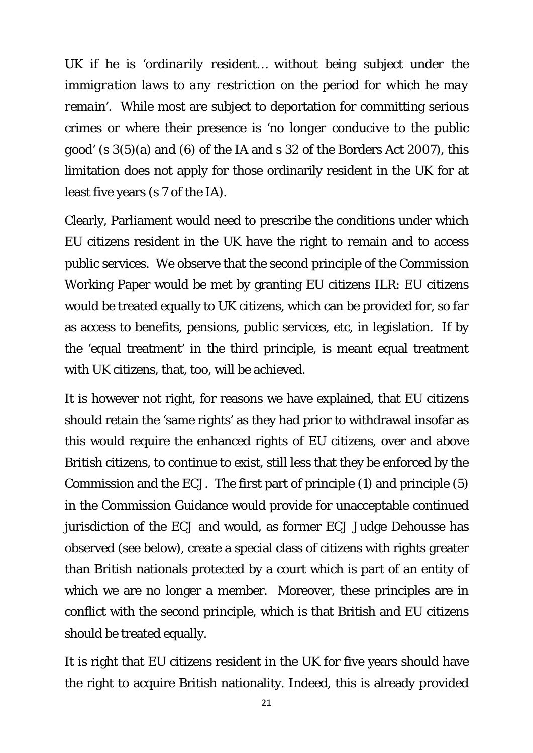UK if he is '*ordinarily resident… without being subject under the immigration laws to any restriction on the period for which he may remain*'. While most are subject to deportation for committing serious crimes or where their presence is 'no longer conducive to the public good' (s 3(5)(a) and (6) of the IA and s 32 of the Borders Act 2007), this limitation does not apply for those ordinarily resident in the UK for at least five years (s 7 of the IA).

Clearly, Parliament would need to prescribe the conditions under which EU citizens resident in the UK have the right to remain and to access public services. We observe that the second principle of the Commission Working Paper would be met by granting EU citizens ILR: EU citizens would be treated equally to UK citizens, which can be provided for, so far as access to benefits, pensions, public services, etc, in legislation. If by the 'equal treatment' in the third principle, is meant equal treatment with UK citizens, that, too, will be achieved.

It is however not right, for reasons we have explained, that EU citizens should retain the 'same rights' as they had prior to withdrawal insofar as this would require the enhanced rights of EU citizens, over and above British citizens, to continue to exist, still less that they be enforced by the Commission and the ECJ. The first part of principle (1) and principle (5) in the Commission Guidance would provide for unacceptable continued jurisdiction of the ECJ and would, as former ECJ Judge Dehousse has observed (see below), create a special class of citizens with rights greater than British nationals protected by a court which is part of an entity of which we are no longer a member. Moreover, these principles are in conflict with the second principle, which is that British and EU citizens should be treated equally.

It is right that EU citizens resident in the UK for five years should have the right to acquire British nationality. Indeed, this is already provided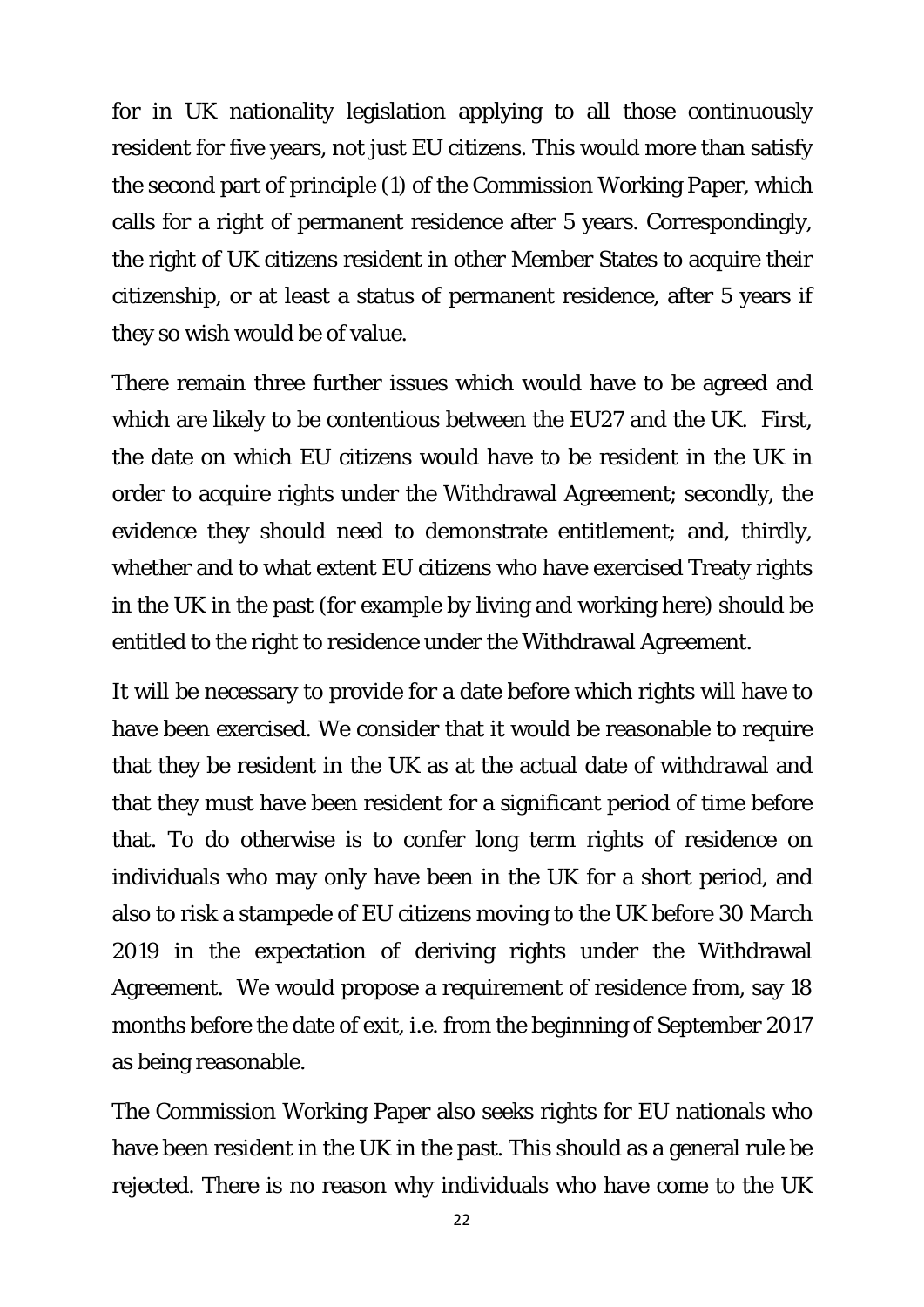for in UK nationality legislation applying to all those continuously resident for five years, not just EU citizens. This would more than satisfy the second part of principle (1) of the Commission Working Paper, which calls for a right of permanent residence after 5 years. Correspondingly, the right of UK citizens resident in other Member States to acquire their citizenship, or at least a status of permanent residence, after 5 years if they so wish would be of value.

There remain three further issues which would have to be agreed and which are likely to be contentious between the EU27 and the UK. First, the date on which EU citizens would have to be resident in the UK in order to acquire rights under the Withdrawal Agreement; secondly, the evidence they should need to demonstrate entitlement; and, thirdly, whether and to what extent EU citizens who have exercised Treaty rights in the UK in the past (for example by living and working here) should be entitled to the right to residence under the Withdrawal Agreement.

It will be necessary to provide for a date before which rights will have to have been exercised. We consider that it would be reasonable to require that they be resident in the UK as at the actual date of withdrawal and that they must have been resident for a significant period of time before that. To do otherwise is to confer long term rights of residence on individuals who may only have been in the UK for a short period, and also to risk a stampede of EU citizens moving to the UK before 30 March 2019 in the expectation of deriving rights under the Withdrawal Agreement. We would propose a requirement of residence from, say 18 months before the date of exit, i.e. from the beginning of September 2017 as being reasonable.

The Commission Working Paper also seeks rights for EU nationals who have been resident in the UK in the past. This should as a general rule be rejected. There is no reason why individuals who have come to the UK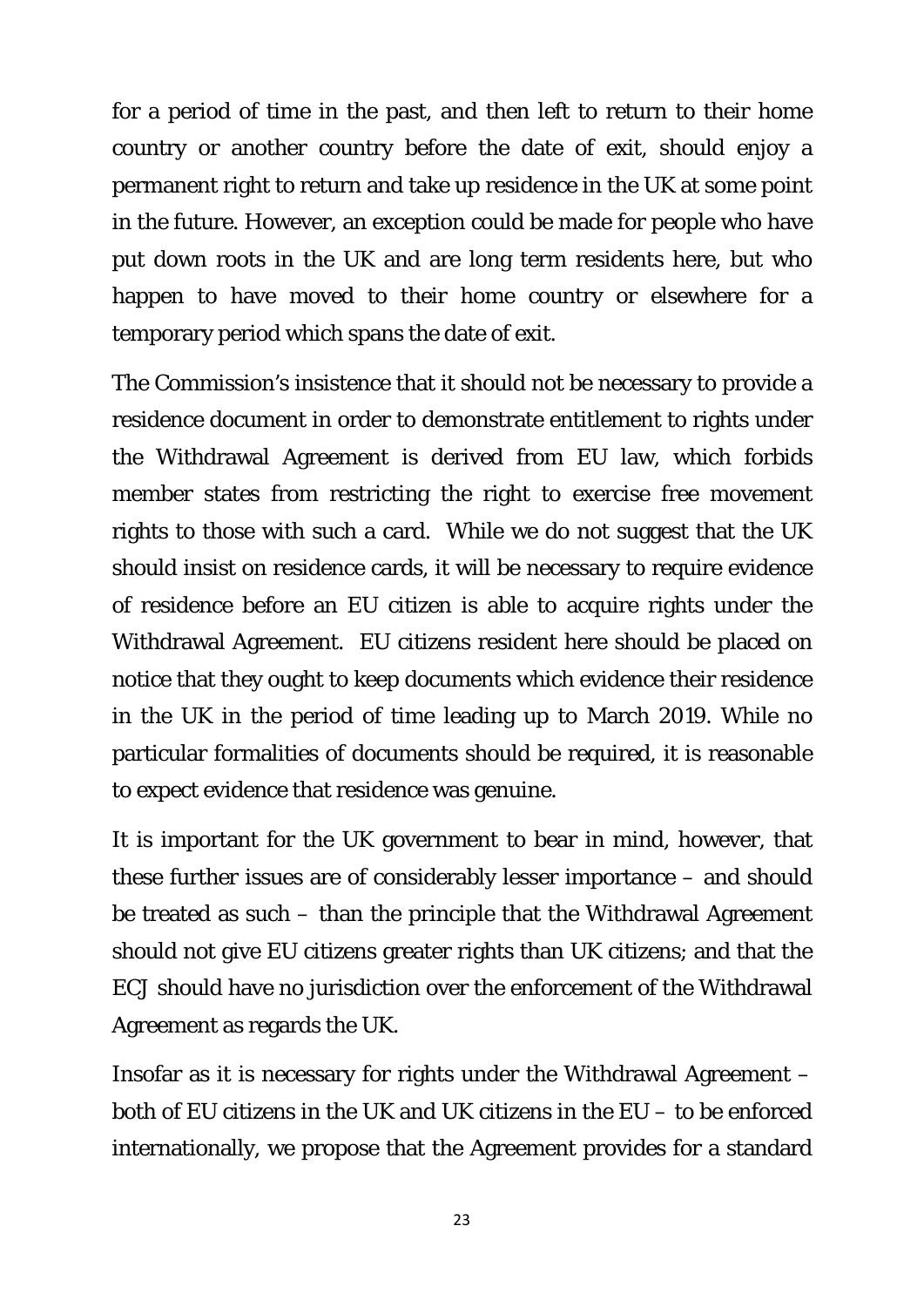for a period of time in the past, and then left to return to their home country or another country before the date of exit, should enjoy a permanent right to return and take up residence in the UK at some point in the future. However, an exception could be made for people who have put down roots in the UK and are long term residents here, but who happen to have moved to their home country or elsewhere for a temporary period which spans the date of exit.

The Commission's insistence that it should not be necessary to provide a residence document in order to demonstrate entitlement to rights under the Withdrawal Agreement is derived from EU law, which forbids member states from restricting the right to exercise free movement rights to those with such a card. While we do not suggest that the UK should insist on residence cards, it will be necessary to require evidence of residence before an EU citizen is able to acquire rights under the Withdrawal Agreement. EU citizens resident here should be placed on notice that they ought to keep documents which evidence their residence in the UK in the period of time leading up to March 2019. While no particular formalities of documents should be required, it is reasonable to expect evidence that residence was genuine.

It is important for the UK government to bear in mind, however, that these further issues are of considerably lesser importance – and should be treated as such – than the principle that the Withdrawal Agreement should not give EU citizens greater rights than UK citizens; and that the ECJ should have no jurisdiction over the enforcement of the Withdrawal Agreement as regards the UK.

Insofar as it is necessary for rights under the Withdrawal Agreement – both of EU citizens in the UK and UK citizens in the EU – to be enforced internationally, we propose that the Agreement provides for a standard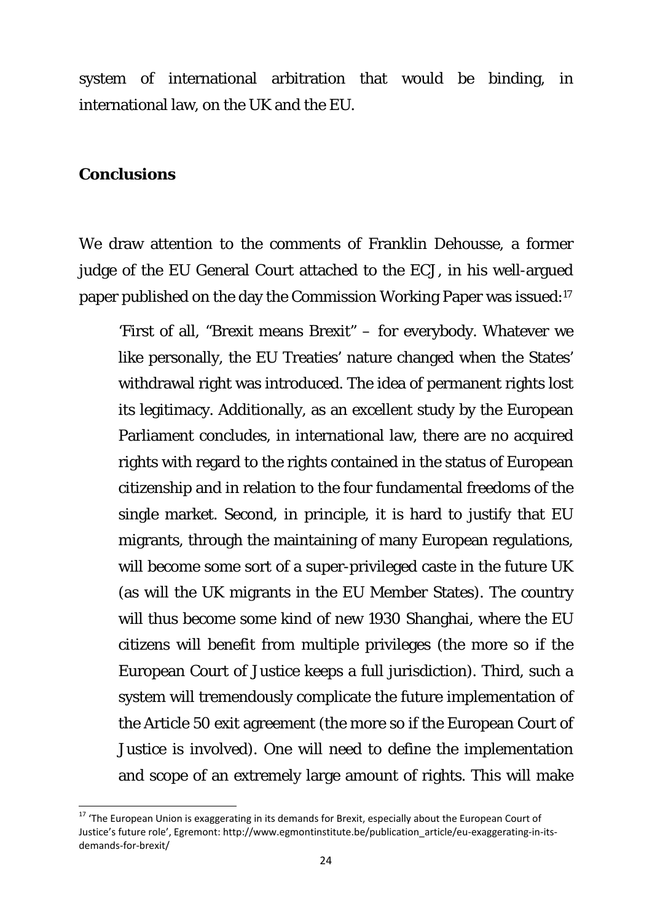system of international arbitration that would be binding, in international law, on the UK and the EU.

## Conclusions

We draw attention to the comments of Franklin Dehousse, a former judge of the EU General Court attached to the ECJ, in his well-argued paper published on the day the Commission Working Paper was issued:[17]

> 'First of all, "Brexit means Brexit" – for everybody. Whatever we like personally, the EU Treaties' nature changed when the States' withdrawal right was introduced. The idea of permanent rights lost its legitimacy. Additionally, as an excellent study by the European Parliament concludes, in international law, there are no acquired rights with regard to the rights contained in the status of European citizenship and in relation to the four fundamental freedoms of the single market. Second, in principle, it is hard to justify that EU migrants, through the maintaining of many European regulations, will become some sort of a super-privileged caste in the future UK (as will the UK migrants in the EU Member States). The country will thus become some kind of new 1930 Shanghai, where the EU citizens will benefit from multiple privileges (the more so if the European Court of Justice keeps a full jurisdiction). Third, such a system will tremendously complicate the future implementation of the Article 50 exit agreement (the more so if the European Court of Justice is involved). One will need to define the implementation and scope of an extremely large amount of rights. This will make

[17] 'The European Union is exaggerating in its demands for Brexit, especially about the European Court of Justice's future role', Egremont: http://www.egmontinstitute.be/publication_article/eu-exaggerating-in-its-demands-for-brexit/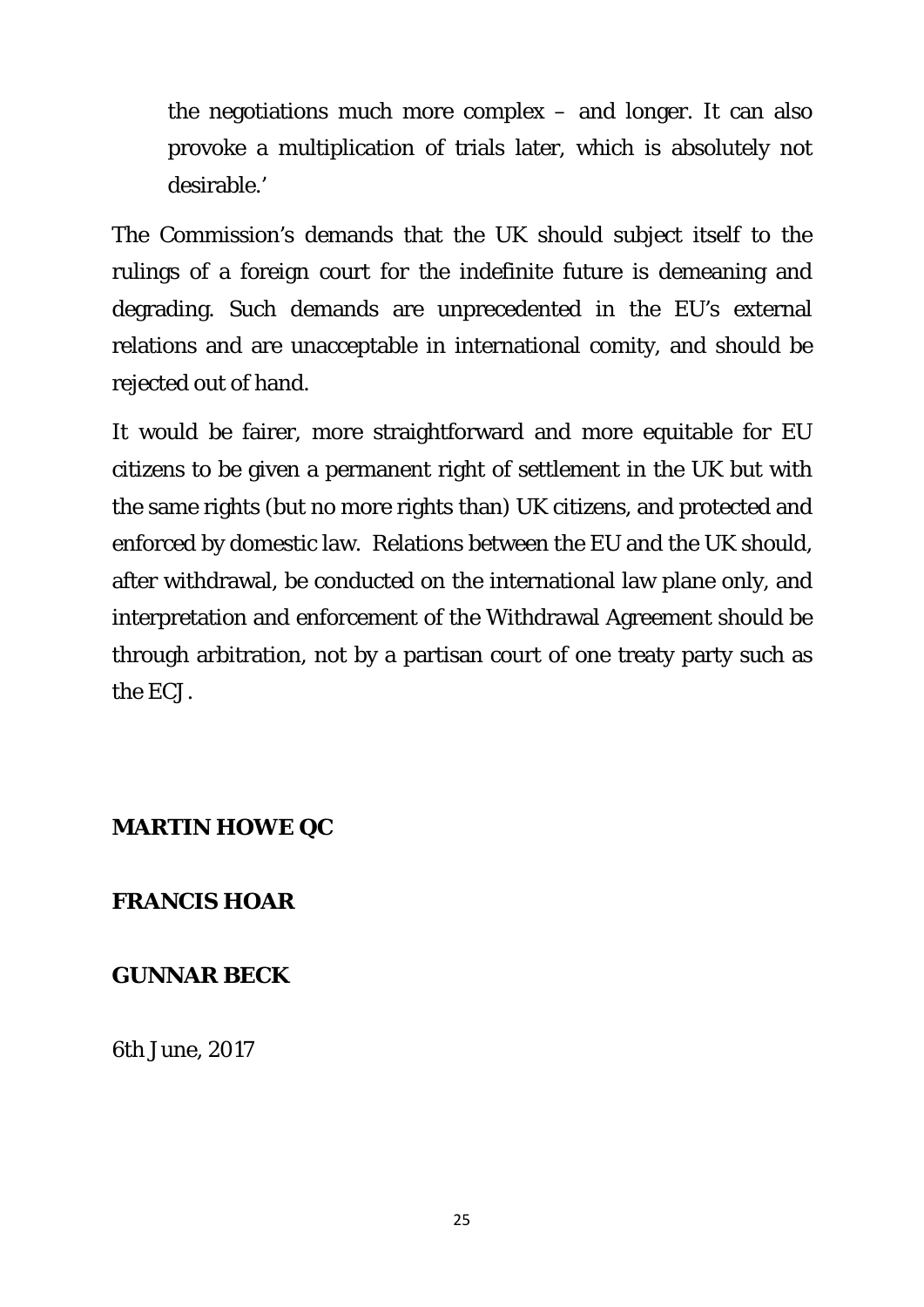> the negotiations much more complex – and longer. It can also provoke a multiplication of trials later, which is absolutely not desirable.'

The Commission's demands that the UK should subject itself to the rulings of a foreign court for the indefinite future is demeaning and degrading. Such demands are unprecedented in the EU's external relations and are unacceptable in international comity, and should be rejected out of hand.

It would be fairer, more straightforward and more equitable for EU citizens to be given a permanent right of settlement in the UK but with the same rights (but no more rights than) UK citizens, and protected and enforced by domestic law. Relations between the EU and the UK should, after withdrawal, be conducted on the international law plane only, and interpretation and enforcement of the Withdrawal Agreement should be through arbitration, not by a partisan court of one treaty party such as the ECJ.

**MARTIN HOWE QC**

**FRANCIS HOAR**

**GUNNAR BECK**

6th June, 2017